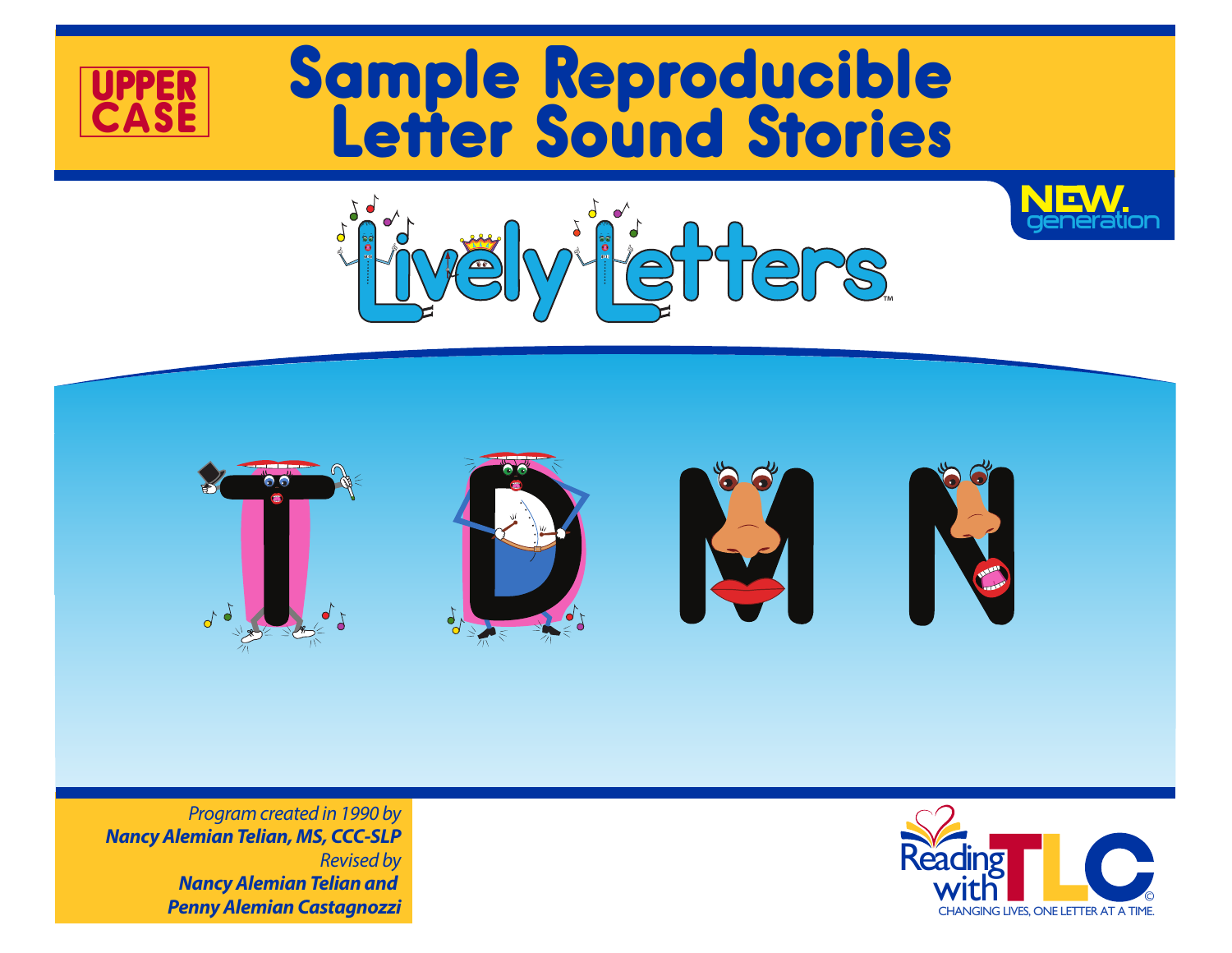UPPER CASE

# Sample Reproducible Letter Sound Stories

Lively Letters™

NEW. generation

T D M N

*Program created in 1990 by*
***Nancy Alemian Telian, MS, CCC-SLP***
*Revised by*
***Nancy Alemian Telian and***
***Penny Alemian Castagnozzi***

Reading with TLC©
CHANGING LIVES, ONE LETTER AT A TIME.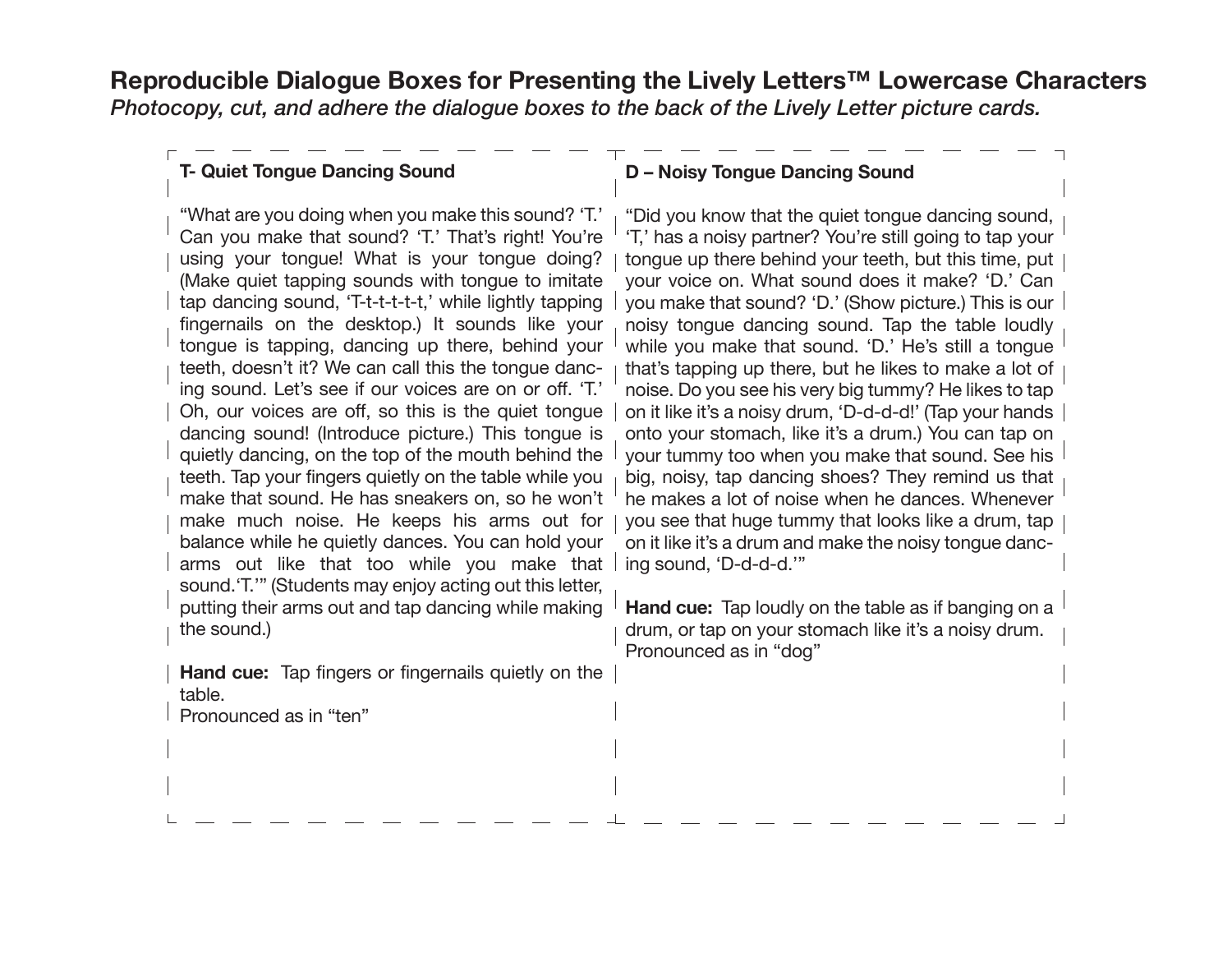# Reproducible Dialogue Boxes for Presenting the Lively Letters™ Lowercase Characters

*Photocopy, cut, and adhere the dialogue boxes to the back of the Lively Letter picture cards.*

### T- Quiet Tongue Dancing Sound

"What are you doing when you make this sound? 'T.' Can you make that sound? 'T.' That's right! You're using your tongue! What is your tongue doing? (Make quiet tapping sounds with tongue to imitate tap dancing sound, 'T-t-t-t-t-t,' while lightly tapping fingernails on the desktop.) It sounds like your tongue is tapping, dancing up there, behind your teeth, doesn't it? We can call this the tongue dancing sound. Let's see if our voices are on or off. 'T.' Oh, our voices are off, so this is the quiet tongue dancing sound! (Introduce picture.) This tongue is quietly dancing, on the top of the mouth behind the teeth. Tap your fingers quietly on the table while you make that sound. He has sneakers on, so he won't make much noise. He keeps his arms out for balance while he quietly dances. You can hold your arms out like that too while you make that sound.'T.'" (Students may enjoy acting out this letter, putting their arms out and tap dancing while making the sound.)

**Hand cue:** Tap fingers or fingernails quietly on the table.
Pronounced as in "ten"

### D – Noisy Tongue Dancing Sound

"Did you know that the quiet tongue dancing sound, 'T,' has a noisy partner? You're still going to tap your tongue up there behind your teeth, but this time, put your voice on. What sound does it make? 'D.' Can you make that sound? 'D.' (Show picture.) This is our noisy tongue dancing sound. Tap the table loudly while you make that sound. 'D.' He's still a tongue that's tapping up there, but he likes to make a lot of noise. Do you see his very big tummy? He likes to tap on it like it's a noisy drum, 'D-d-d-d!' (Tap your hands onto your stomach, like it's a drum.) You can tap on your tummy too when you make that sound. See his big, noisy, tap dancing shoes? They remind us that he makes a lot of noise when he dances. Whenever you see that huge tummy that looks like a drum, tap on it like it's a drum and make the noisy tongue dancing sound, 'D-d-d-d.'"

**Hand cue:** Tap loudly on the table as if banging on a drum, or tap on your stomach like it's a noisy drum.
Pronounced as in "dog"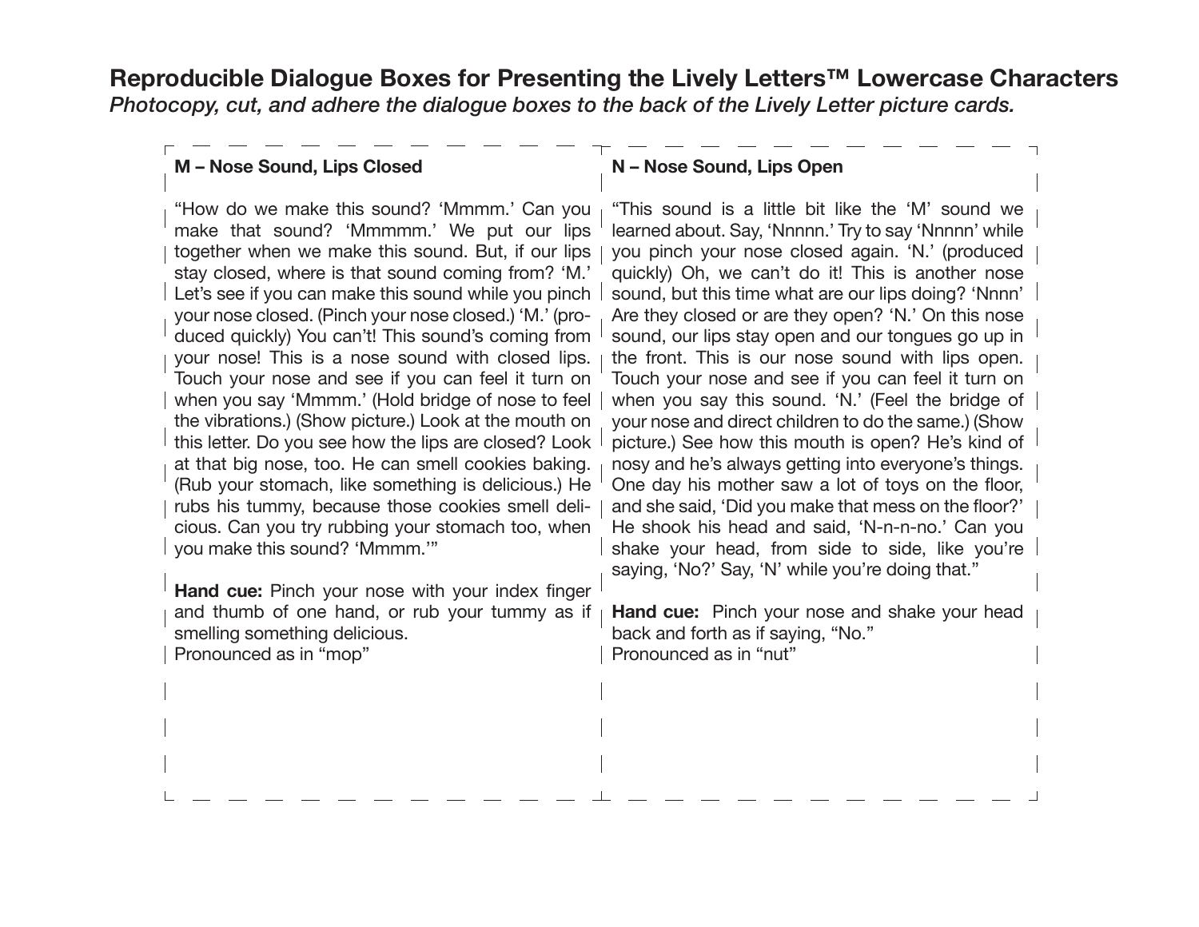## Reproducible Dialogue Boxes for Presenting the Lively Letters™ Lowercase Characters

*Photocopy, cut, and adhere the dialogue boxes to the back of the Lively Letter picture cards.*

### M – Nose Sound, Lips Closed

"How do we make this sound? 'Mmmm.' Can you make that sound? 'Mmmmm.' We put our lips together when we make this sound. But, if our lips stay closed, where is that sound coming from? 'M.' Let's see if you can make this sound while you pinch your nose closed. (Pinch your nose closed.) 'M.' (produced quickly) You can't! This sound's coming from your nose! This is a nose sound with closed lips. Touch your nose and see if you can feel it turn on when you say 'Mmmm.' (Hold bridge of nose to feel the vibrations.) (Show picture.) Look at the mouth on this letter. Do you see how the lips are closed? Look at that big nose, too. He can smell cookies baking. (Rub your stomach, like something is delicious.) He rubs his tummy, because those cookies smell delicious. Can you try rubbing your stomach too, when you make this sound? 'Mmmm.'"

**Hand cue:** Pinch your nose with your index finger and thumb of one hand, or rub your tummy as if smelling something delicious.
Pronounced as in "mop"

### N – Nose Sound, Lips Open

"This sound is a little bit like the 'M' sound we learned about. Say, 'Nnnnn.' Try to say 'Nnnnn' while you pinch your nose closed again. 'N.' (produced quickly) Oh, we can't do it! This is another nose sound, but this time what are our lips doing? 'Nnnn' Are they closed or are they open? 'N.' On this nose sound, our lips stay open and our tongues go up in the front. This is our nose sound with lips open. Touch your nose and see if you can feel it turn on when you say this sound. 'N.' (Feel the bridge of your nose and direct children to do the same.) (Show picture.) See how this mouth is open? He's kind of nosy and he's always getting into everyone's things. One day his mother saw a lot of toys on the floor, and she said, 'Did you make that mess on the floor?' He shook his head and said, 'N-n-n-no.' Can you shake your head, from side to side, like you're saying, 'No?' Say, 'N' while you're doing that."

**Hand cue:** Pinch your nose and shake your head back and forth as if saying, "No."
Pronounced as in "nut"